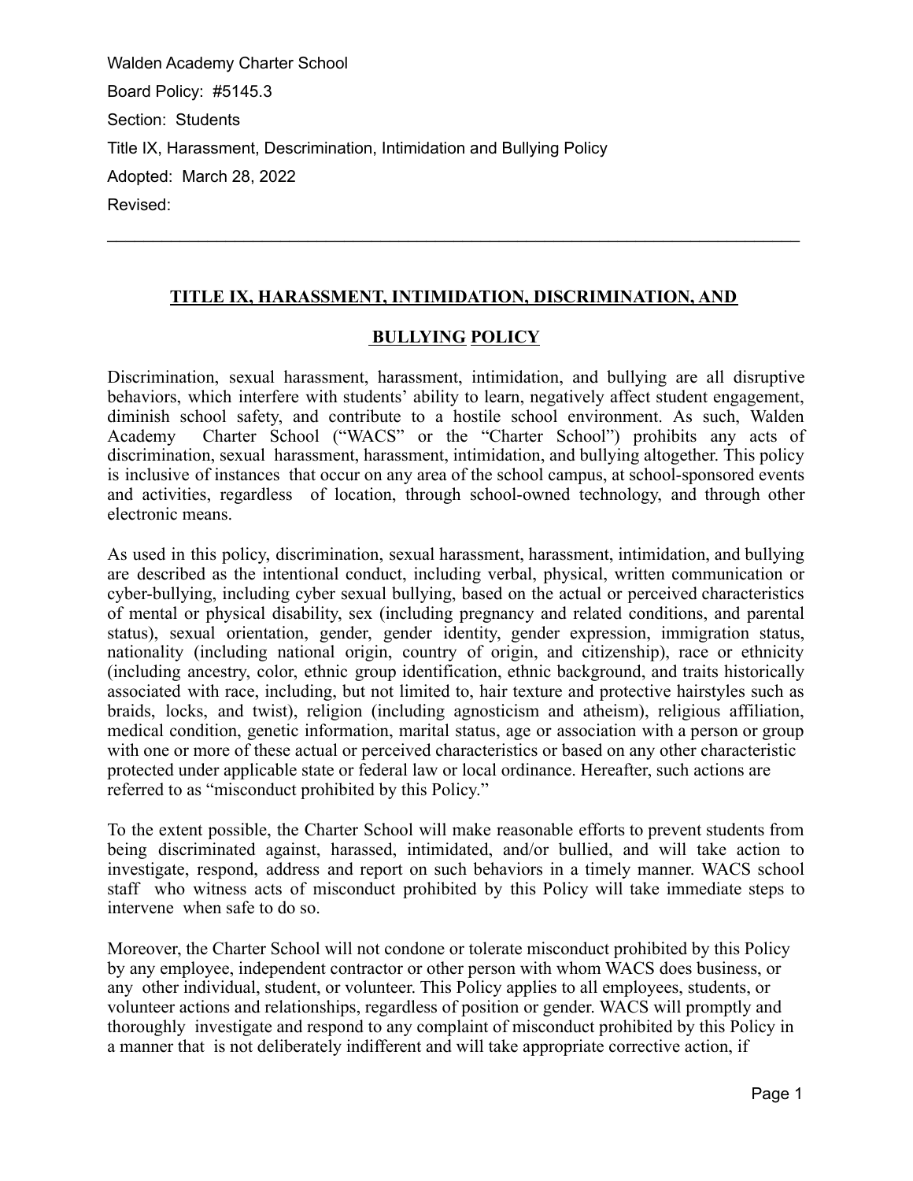Walden Academy Charter School

Board Policy: #5145.3

Section: Students

Title IX, Harassment, Descrimination, Intimidation and Bullying Policy

Adopted: March 28, 2022

Revised:

---

## TITLE IX, HARASSMENT, INTIMIDATION, DISCRIMINATION, AND BULLYING POLICY

Discrimination, sexual harassment, harassment, intimidation, and bullying are all disruptive behaviors, which interfere with students' ability to learn, negatively affect student engagement, diminish school safety, and contribute to a hostile school environment. As such, Walden Academy Charter School ("WACS" or the "Charter School") prohibits any acts of discrimination, sexual harassment, harassment, intimidation, and bullying altogether. This policy is inclusive of instances that occur on any area of the school campus, at school-sponsored events and activities, regardless of location, through school-owned technology, and through other electronic means.

As used in this policy, discrimination, sexual harassment, harassment, intimidation, and bullying are described as the intentional conduct, including verbal, physical, written communication or cyber-bullying, including cyber sexual bullying, based on the actual or perceived characteristics of mental or physical disability, sex (including pregnancy and related conditions, and parental status), sexual orientation, gender, gender identity, gender expression, immigration status, nationality (including national origin, country of origin, and citizenship), race or ethnicity (including ancestry, color, ethnic group identification, ethnic background, and traits historically associated with race, including, but not limited to, hair texture and protective hairstyles such as braids, locks, and twist), religion (including agnosticism and atheism), religious affiliation, medical condition, genetic information, marital status, age or association with a person or group with one or more of these actual or perceived characteristics or based on any other characteristic protected under applicable state or federal law or local ordinance. Hereafter, such actions are referred to as "misconduct prohibited by this Policy."

To the extent possible, the Charter School will make reasonable efforts to prevent students from being discriminated against, harassed, intimidated, and/or bullied, and will take action to investigate, respond, address and report on such behaviors in a timely manner. WACS school staff who witness acts of misconduct prohibited by this Policy will take immediate steps to intervene when safe to do so.

Moreover, the Charter School will not condone or tolerate misconduct prohibited by this Policy by any employee, independent contractor or other person with whom WACS does business, or any other individual, student, or volunteer. This Policy applies to all employees, students, or volunteer actions and relationships, regardless of position or gender. WACS will promptly and thoroughly investigate and respond to any complaint of misconduct prohibited by this Policy in a manner that is not deliberately indifferent and will take appropriate corrective action, if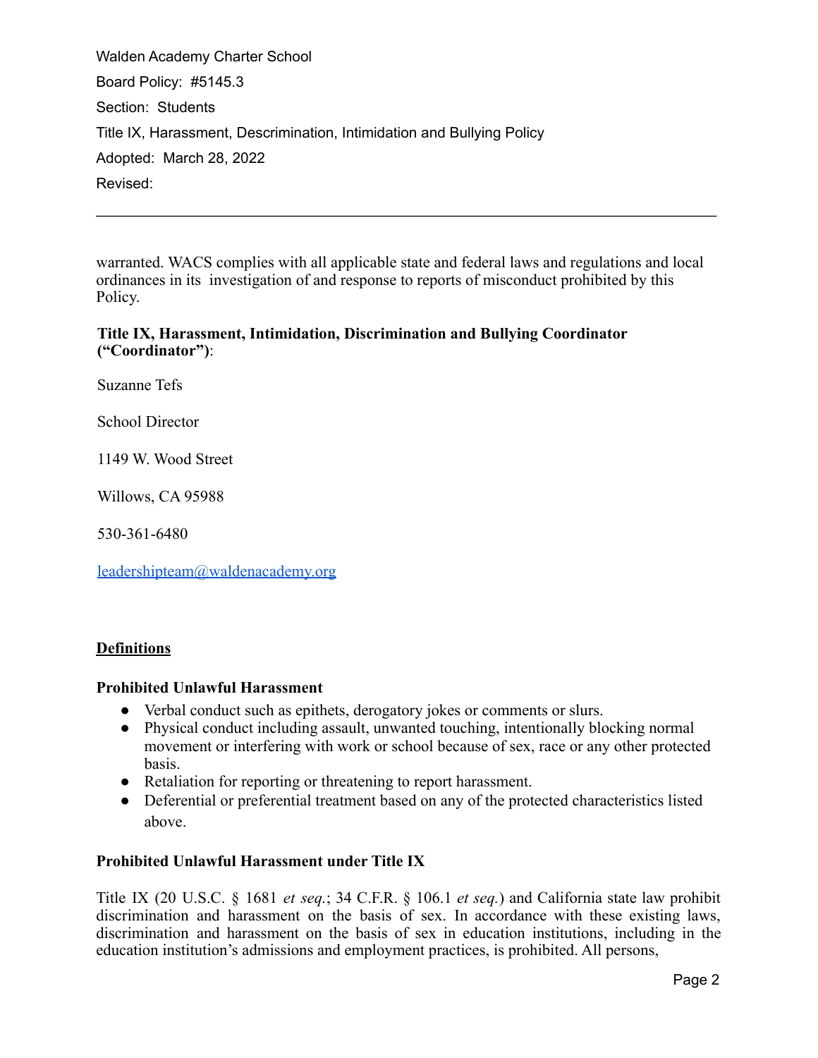warranted. WACS complies with all applicable state and federal laws and regulations and local ordinances in its investigation of and response to reports of misconduct prohibited by this Policy.

**Title IX, Harassment, Intimidation, Discrimination and Bullying Coordinator ("Coordinator")**:

Suzanne Tefs

School Director

1149 W. Wood Street

Willows, CA 95988

530-361-6480

leadershipteam@waldenacademy.org

## Definitions

### Prohibited Unlawful Harassment

- Verbal conduct such as epithets, derogatory jokes or comments or slurs.
- Physical conduct including assault, unwanted touching, intentionally blocking normal movement or interfering with work or school because of sex, race or any other protected basis.
- Retaliation for reporting or threatening to report harassment.
- Deferential or preferential treatment based on any of the protected characteristics listed above.

### Prohibited Unlawful Harassment under Title IX

Title IX (20 U.S.C. § 1681 *et seq.*; 34 C.F.R. § 106.1 *et seq.*) and California state law prohibit discrimination and harassment on the basis of sex. In accordance with these existing laws, discrimination and harassment on the basis of sex in education institutions, including in the education institution's admissions and employment practices, is prohibited. All persons,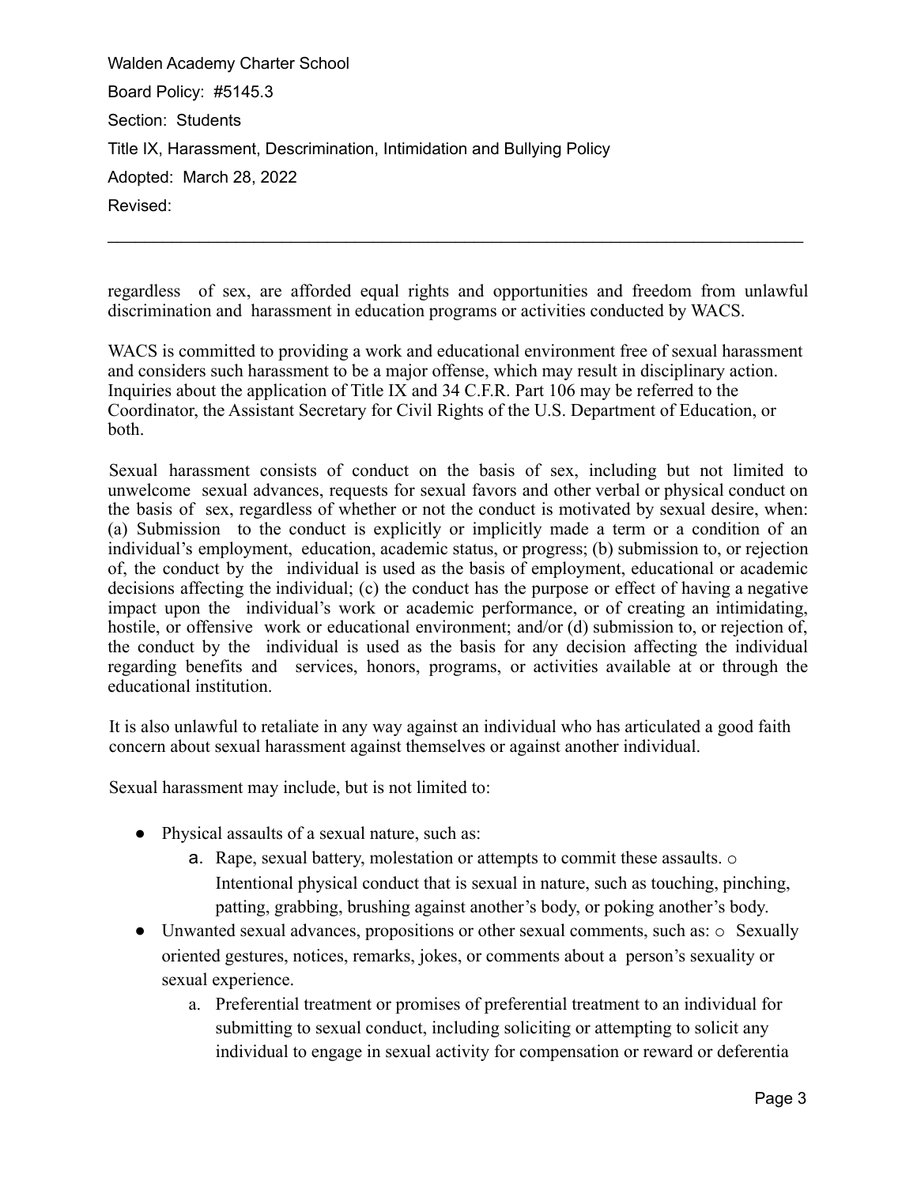regardless of sex, are afforded equal rights and opportunities and freedom from unlawful discrimination and harassment in education programs or activities conducted by WACS.

WACS is committed to providing a work and educational environment free of sexual harassment and considers such harassment to be a major offense, which may result in disciplinary action. Inquiries about the application of Title IX and 34 C.F.R. Part 106 may be referred to the Coordinator, the Assistant Secretary for Civil Rights of the U.S. Department of Education, or both.

Sexual harassment consists of conduct on the basis of sex, including but not limited to unwelcome sexual advances, requests for sexual favors and other verbal or physical conduct on the basis of sex, regardless of whether or not the conduct is motivated by sexual desire, when: (a) Submission to the conduct is explicitly or implicitly made a term or a condition of an individual's employment, education, academic status, or progress; (b) submission to, or rejection of, the conduct by the individual is used as the basis of employment, educational or academic decisions affecting the individual; (c) the conduct has the purpose or effect of having a negative impact upon the individual's work or academic performance, or of creating an intimidating, hostile, or offensive work or educational environment; and/or (d) submission to, or rejection of, the conduct by the individual is used as the basis for any decision affecting the individual regarding benefits and services, honors, programs, or activities available at or through the educational institution.

It is also unlawful to retaliate in any way against an individual who has articulated a good faith concern about sexual harassment against themselves or against another individual.

Sexual harassment may include, but is not limited to:

- Physical assaults of a sexual nature, such as:
    a. Rape, sexual battery, molestation or attempts to commit these assaults. ○ Intentional physical conduct that is sexual in nature, such as touching, pinching, patting, grabbing, brushing against another's body, or poking another's body.
- Unwanted sexual advances, propositions or other sexual comments, such as: ○ Sexually oriented gestures, notices, remarks, jokes, or comments about a person's sexuality or sexual experience.
    a. Preferential treatment or promises of preferential treatment to an individual for submitting to sexual conduct, including soliciting or attempting to solicit any individual to engage in sexual activity for compensation or reward or deferentia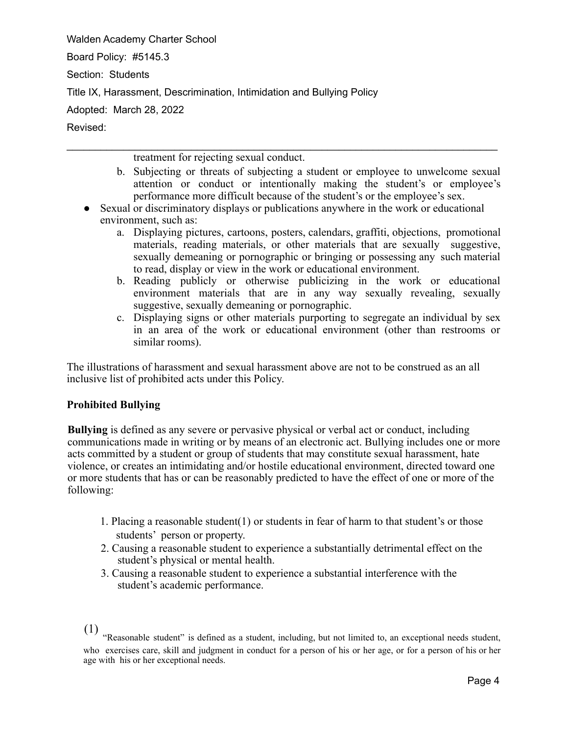treatment for rejecting sexual conduct.

   b. Subjecting or threats of subjecting a student or employee to unwelcome sexual attention or conduct or intentionally making the student's or employee's performance more difficult because of the student's or the employee's sex.

- Sexual or discriminatory displays or publications anywhere in the work or educational environment, such as:
   a. Displaying pictures, cartoons, posters, calendars, graffiti, objections, promotional materials, reading materials, or other materials that are sexually suggestive, sexually demeaning or pornographic or bringing or possessing any such material to read, display or view in the work or educational environment.
   b. Reading publicly or otherwise publicizing in the work or educational environment materials that are in any way sexually revealing, sexually suggestive, sexually demeaning or pornographic.
   c. Displaying signs or other materials purporting to segregate an individual by sex in an area of the work or educational environment (other than restrooms or similar rooms).

The illustrations of harassment and sexual harassment above are not to be construed as an all inclusive list of prohibited acts under this Policy.

**Prohibited Bullying**

**Bullying** is defined as any severe or pervasive physical or verbal act or conduct, including communications made in writing or by means of an electronic act. Bullying includes one or more acts committed by a student or group of students that may constitute sexual harassment, hate violence, or creates an intimidating and/or hostile educational environment, directed toward one or more students that has or can be reasonably predicted to have the effect of one or more of the following:

1. Placing a reasonable student(1) or students in fear of harm to that student's or those students' person or property.
2. Causing a reasonable student to experience a substantially detrimental effect on the student's physical or mental health.
3. Causing a reasonable student to experience a substantial interference with the student's academic performance.

(1) "Reasonable student" is defined as a student, including, but not limited to, an exceptional needs student, who exercises care, skill and judgment in conduct for a person of his or her age, or for a person of his or her age with his or her exceptional needs.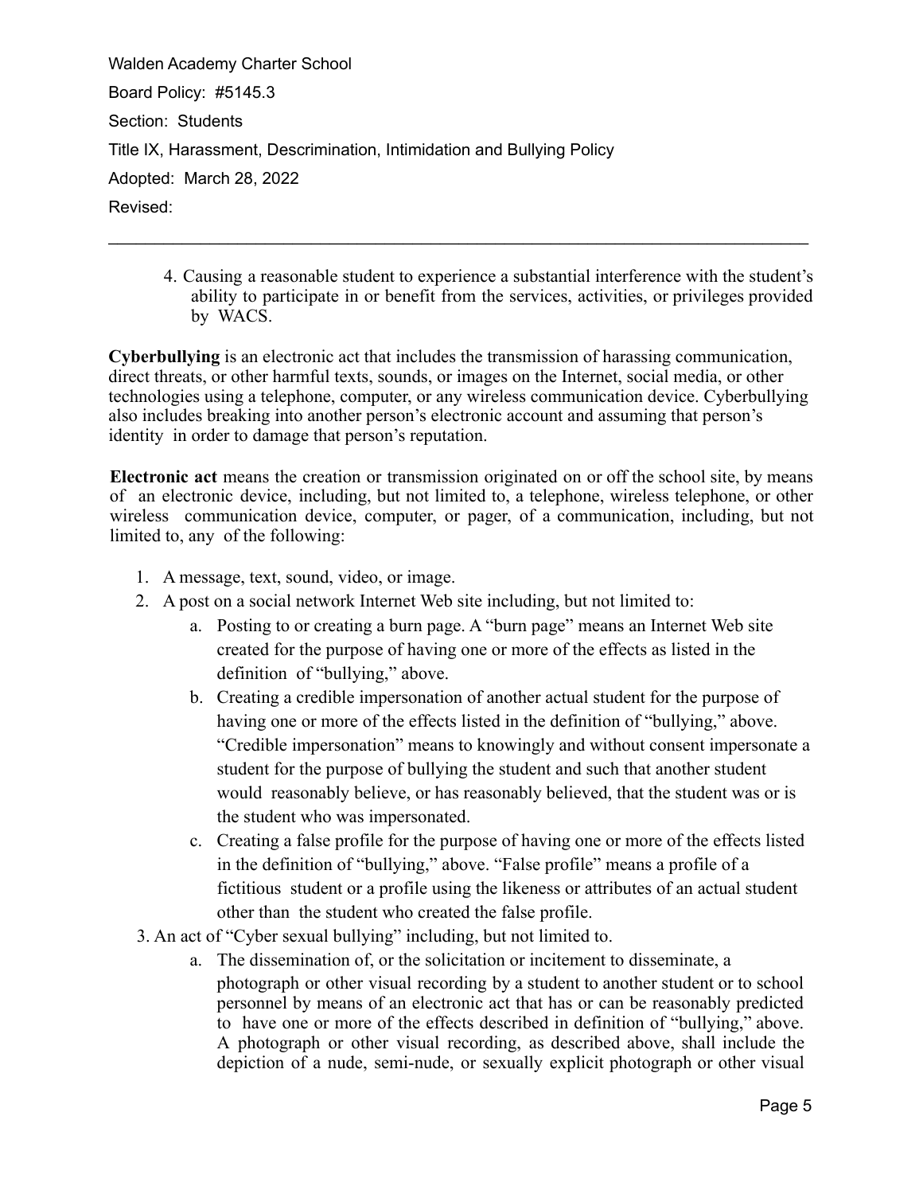4. Causing a reasonable student to experience a substantial interference with the student's ability to participate in or benefit from the services, activities, or privileges provided by WACS.

**Cyberbullying** is an electronic act that includes the transmission of harassing communication, direct threats, or other harmful texts, sounds, or images on the Internet, social media, or other technologies using a telephone, computer, or any wireless communication device. Cyberbullying also includes breaking into another person's electronic account and assuming that person's identity in order to damage that person's reputation.

**Electronic act** means the creation or transmission originated on or off the school site, by means of an electronic device, including, but not limited to, a telephone, wireless telephone, or other wireless communication device, computer, or pager, of a communication, including, but not limited to, any of the following:

1. A message, text, sound, video, or image.
2. A post on a social network Internet Web site including, but not limited to:
   a. Posting to or creating a burn page. A "burn page" means an Internet Web site created for the purpose of having one or more of the effects as listed in the definition of "bullying," above.
   b. Creating a credible impersonation of another actual student for the purpose of having one or more of the effects listed in the definition of "bullying," above. "Credible impersonation" means to knowingly and without consent impersonate a student for the purpose of bullying the student and such that another student would reasonably believe, or has reasonably believed, that the student was or is the student who was impersonated.
   c. Creating a false profile for the purpose of having one or more of the effects listed in the definition of "bullying," above. "False profile" means a profile of a fictitious student or a profile using the likeness or attributes of an actual student other than the student who created the false profile.
3. An act of "Cyber sexual bullying" including, but not limited to.
   a. The dissemination of, or the solicitation or incitement to disseminate, a photograph or other visual recording by a student to another student or to school personnel by means of an electronic act that has or can be reasonably predicted to have one or more of the effects described in definition of "bullying," above. A photograph or other visual recording, as described above, shall include the depiction of a nude, semi-nude, or sexually explicit photograph or other visual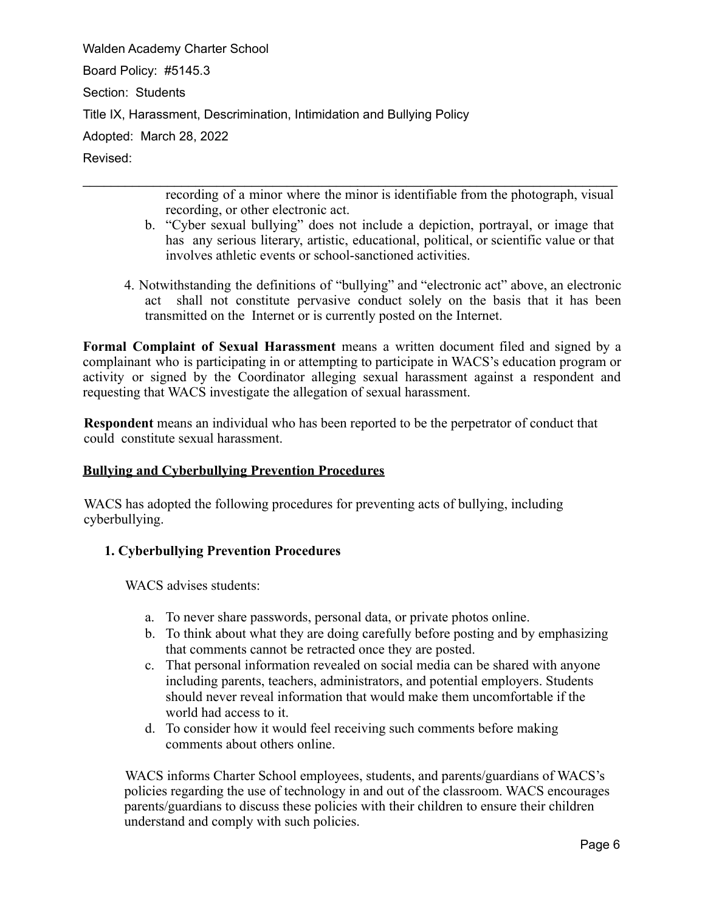recording of a minor where the minor is identifiable from the photograph, visual recording, or other electronic act.

b. "Cyber sexual bullying" does not include a depiction, portrayal, or image that has any serious literary, artistic, educational, political, or scientific value or that involves athletic events or school-sanctioned activities.

4. Notwithstanding the definitions of "bullying" and "electronic act" above, an electronic act shall not constitute pervasive conduct solely on the basis that it has been transmitted on the Internet or is currently posted on the Internet.

**Formal Complaint of Sexual Harassment** means a written document filed and signed by a complainant who is participating in or attempting to participate in WACS's education program or activity or signed by the Coordinator alleging sexual harassment against a respondent and requesting that WACS investigate the allegation of sexual harassment.

**Respondent** means an individual who has been reported to be the perpetrator of conduct that could constitute sexual harassment.

## Bullying and Cyberbullying Prevention Procedures

WACS has adopted the following procedures for preventing acts of bullying, including cyberbullying.

### 1. Cyberbullying Prevention Procedures

WACS advises students:

a. To never share passwords, personal data, or private photos online.
b. To think about what they are doing carefully before posting and by emphasizing that comments cannot be retracted once they are posted.
c. That personal information revealed on social media can be shared with anyone including parents, teachers, administrators, and potential employers. Students should never reveal information that would make them uncomfortable if the world had access to it.
d. To consider how it would feel receiving such comments before making comments about others online.

WACS informs Charter School employees, students, and parents/guardians of WACS's policies regarding the use of technology in and out of the classroom. WACS encourages parents/guardians to discuss these policies with their children to ensure their children understand and comply with such policies.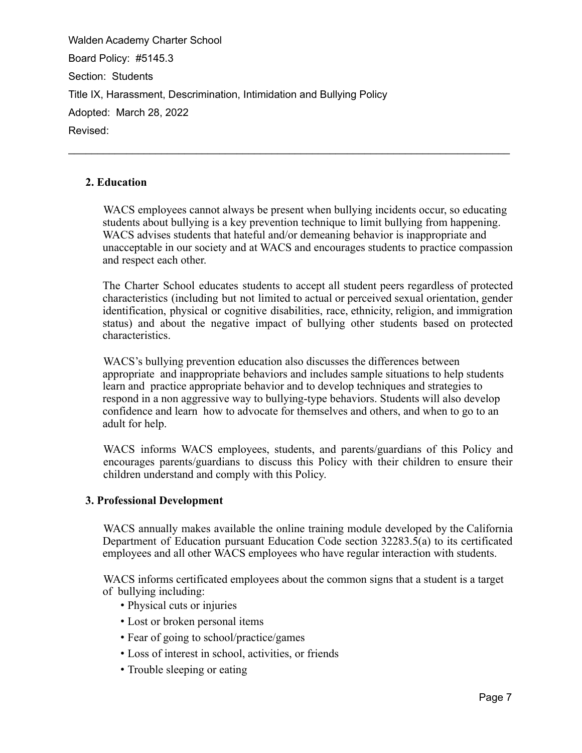### 2. Education

WACS employees cannot always be present when bullying incidents occur, so educating students about bullying is a key prevention technique to limit bullying from happening. WACS advises students that hateful and/or demeaning behavior is inappropriate and unacceptable in our society and at WACS and encourages students to practice compassion and respect each other.

The Charter School educates students to accept all student peers regardless of protected characteristics (including but not limited to actual or perceived sexual orientation, gender identification, physical or cognitive disabilities, race, ethnicity, religion, and immigration status) and about the negative impact of bullying other students based on protected characteristics.

WACS's bullying prevention education also discusses the differences between appropriate and inappropriate behaviors and includes sample situations to help students learn and practice appropriate behavior and to develop techniques and strategies to respond in a non aggressive way to bullying-type behaviors. Students will also develop confidence and learn how to advocate for themselves and others, and when to go to an adult for help.

WACS informs WACS employees, students, and parents/guardians of this Policy and encourages parents/guardians to discuss this Policy with their children to ensure their children understand and comply with this Policy.

### 3. Professional Development

WACS annually makes available the online training module developed by the California Department of Education pursuant Education Code section 32283.5(a) to its certificated employees and all other WACS employees who have regular interaction with students.

WACS informs certificated employees about the common signs that a student is a target of bullying including:

- Physical cuts or injuries
- Lost or broken personal items
- Fear of going to school/practice/games
- Loss of interest in school, activities, or friends
- Trouble sleeping or eating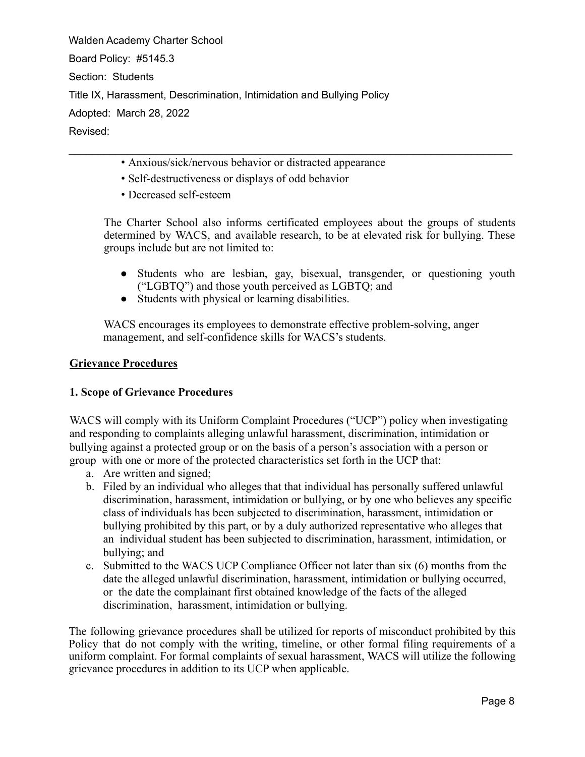- Anxious/sick/nervous behavior or distracted appearance
- Self-destructiveness or displays of odd behavior
- Decreased self-esteem

The Charter School also informs certificated employees about the groups of students determined by WACS, and available research, to be at elevated risk for bullying. These groups include but are not limited to:

- Students who are lesbian, gay, bisexual, transgender, or questioning youth ("LGBTQ") and those youth perceived as LGBTQ; and
- Students with physical or learning disabilities.

WACS encourages its employees to demonstrate effective problem-solving, anger management, and self-confidence skills for WACS's students.

## Grievance Procedures

### 1. Scope of Grievance Procedures

WACS will comply with its Uniform Complaint Procedures ("UCP") policy when investigating and responding to complaints alleging unlawful harassment, discrimination, intimidation or bullying against a protected group or on the basis of a person's association with a person or group with one or more of the protected characteristics set forth in the UCP that:

a. Are written and signed;
b. Filed by an individual who alleges that that individual has personally suffered unlawful discrimination, harassment, intimidation or bullying, or by one who believes any specific class of individuals has been subjected to discrimination, harassment, intimidation or bullying prohibited by this part, or by a duly authorized representative who alleges that an individual student has been subjected to discrimination, harassment, intimidation, or bullying; and
c. Submitted to the WACS UCP Compliance Officer not later than six (6) months from the date the alleged unlawful discrimination, harassment, intimidation or bullying occurred, or the date the complainant first obtained knowledge of the facts of the alleged discrimination, harassment, intimidation or bullying.

The following grievance procedures shall be utilized for reports of misconduct prohibited by this Policy that do not comply with the writing, timeline, or other formal filing requirements of a uniform complaint. For formal complaints of sexual harassment, WACS will utilize the following grievance procedures in addition to its UCP when applicable.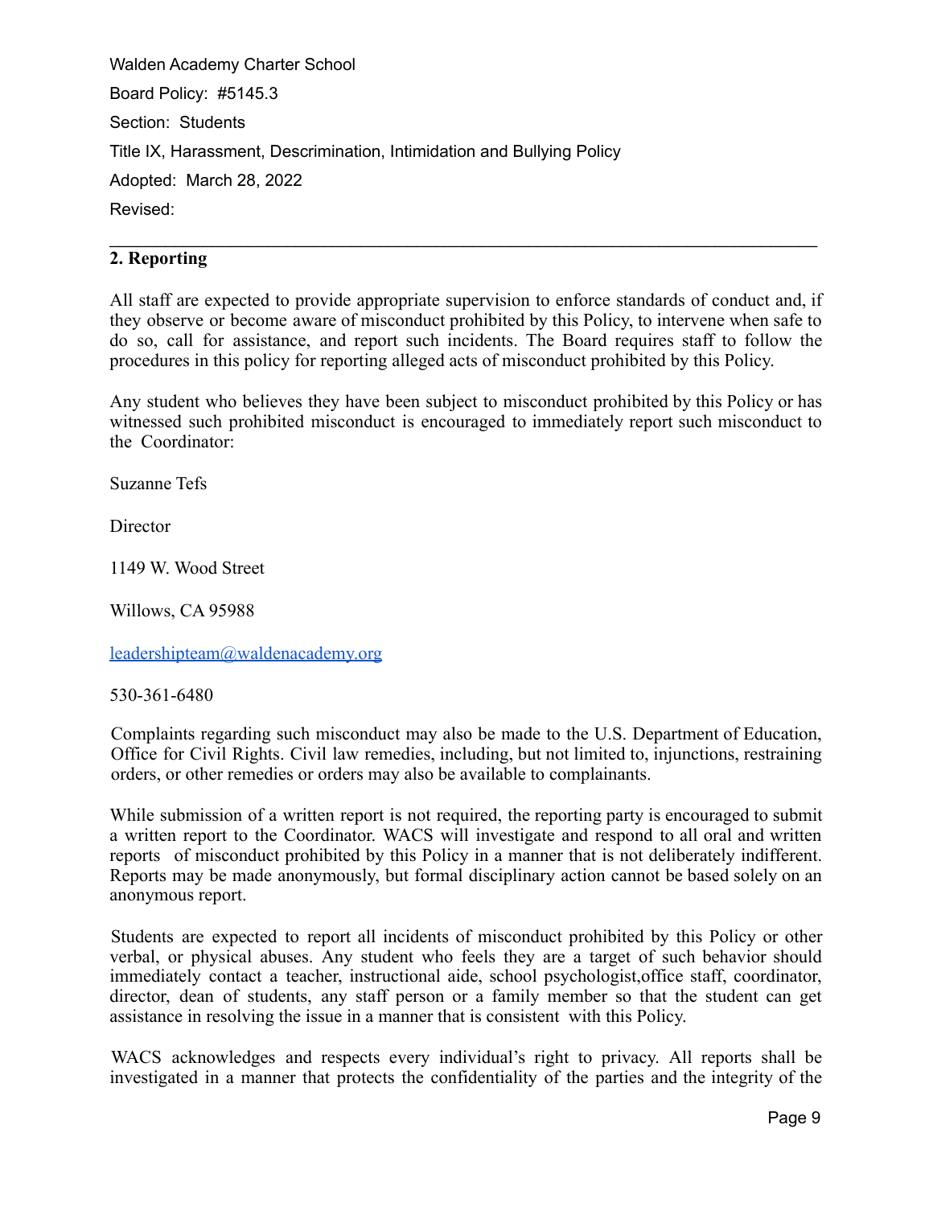Walden Academy Charter School

Board Policy: #5145.3

Section: Students

Title IX, Harassment, Descrimination, Intimidation and Bullying Policy

Adopted: March 28, 2022

Revised:

---

## 2. Reporting

All staff are expected to provide appropriate supervision to enforce standards of conduct and, if they observe or become aware of misconduct prohibited by this Policy, to intervene when safe to do so, call for assistance, and report such incidents. The Board requires staff to follow the procedures in this policy for reporting alleged acts of misconduct prohibited by this Policy.

Any student who believes they have been subject to misconduct prohibited by this Policy or has witnessed such prohibited misconduct is encouraged to immediately report such misconduct to the Coordinator:

Suzanne Tefs

Director

1149 W. Wood Street

Willows, CA 95988

leadershipteam@waldenacademy.org

530-361-6480

Complaints regarding such misconduct may also be made to the U.S. Department of Education, Office for Civil Rights. Civil law remedies, including, but not limited to, injunctions, restraining orders, or other remedies or orders may also be available to complainants.

While submission of a written report is not required, the reporting party is encouraged to submit a written report to the Coordinator. WACS will investigate and respond to all oral and written reports of misconduct prohibited by this Policy in a manner that is not deliberately indifferent. Reports may be made anonymously, but formal disciplinary action cannot be based solely on an anonymous report.

Students are expected to report all incidents of misconduct prohibited by this Policy or other verbal, or physical abuses. Any student who feels they are a target of such behavior should immediately contact a teacher, instructional aide, school psychologist,office staff, coordinator, director, dean of students, any staff person or a family member so that the student can get assistance in resolving the issue in a manner that is consistent with this Policy.

WACS acknowledges and respects every individual's right to privacy. All reports shall be investigated in a manner that protects the confidentiality of the parties and the integrity of the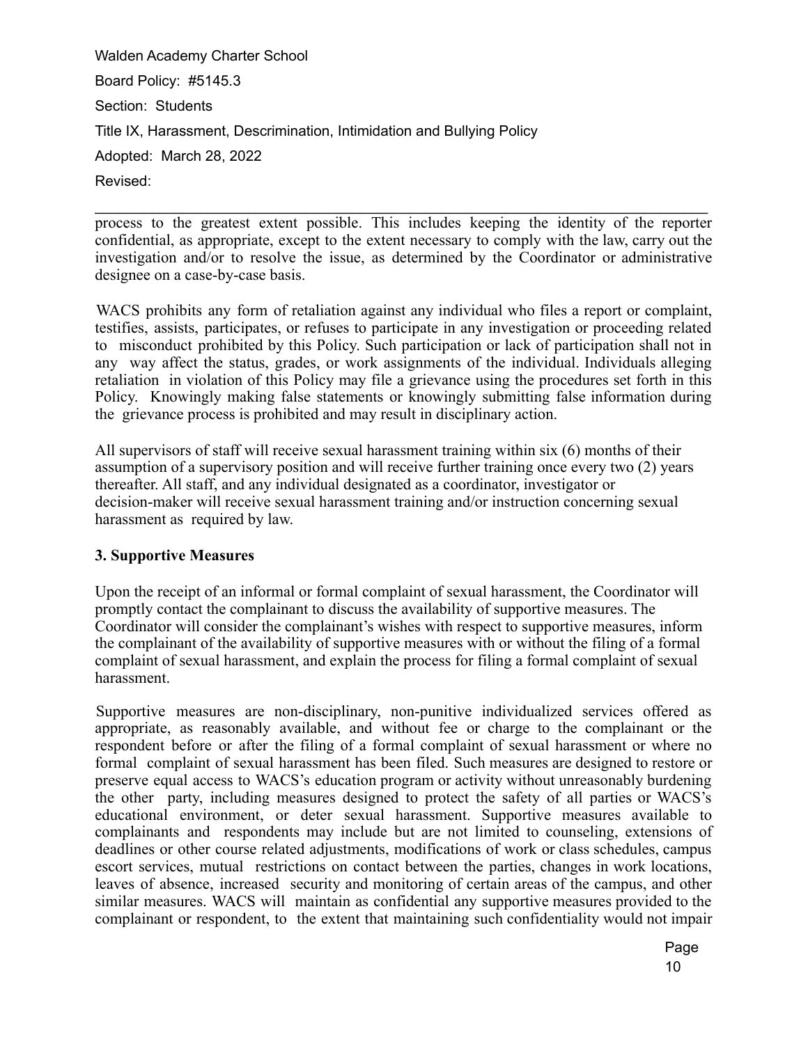process to the greatest extent possible. This includes keeping the identity of the reporter confidential, as appropriate, except to the extent necessary to comply with the law, carry out the investigation and/or to resolve the issue, as determined by the Coordinator or administrative designee on a case-by-case basis.

WACS prohibits any form of retaliation against any individual who files a report or complaint, testifies, assists, participates, or refuses to participate in any investigation or proceeding related to misconduct prohibited by this Policy. Such participation or lack of participation shall not in any way affect the status, grades, or work assignments of the individual. Individuals alleging retaliation in violation of this Policy may file a grievance using the procedures set forth in this Policy. Knowingly making false statements or knowingly submitting false information during the grievance process is prohibited and may result in disciplinary action.

All supervisors of staff will receive sexual harassment training within six (6) months of their assumption of a supervisory position and will receive further training once every two (2) years thereafter. All staff, and any individual designated as a coordinator, investigator or decision-maker will receive sexual harassment training and/or instruction concerning sexual harassment as required by law.

**3. Supportive Measures**

Upon the receipt of an informal or formal complaint of sexual harassment, the Coordinator will promptly contact the complainant to discuss the availability of supportive measures. The Coordinator will consider the complainant's wishes with respect to supportive measures, inform the complainant of the availability of supportive measures with or without the filing of a formal complaint of sexual harassment, and explain the process for filing a formal complaint of sexual harassment.

Supportive measures are non-disciplinary, non-punitive individualized services offered as appropriate, as reasonably available, and without fee or charge to the complainant or the respondent before or after the filing of a formal complaint of sexual harassment or where no formal complaint of sexual harassment has been filed. Such measures are designed to restore or preserve equal access to WACS's education program or activity without unreasonably burdening the other party, including measures designed to protect the safety of all parties or WACS's educational environment, or deter sexual harassment. Supportive measures available to complainants and respondents may include but are not limited to counseling, extensions of deadlines or other course related adjustments, modifications of work or class schedules, campus escort services, mutual restrictions on contact between the parties, changes in work locations, leaves of absence, increased security and monitoring of certain areas of the campus, and other similar measures. WACS will maintain as confidential any supportive measures provided to the complainant or respondent, to the extent that maintaining such confidentiality would not impair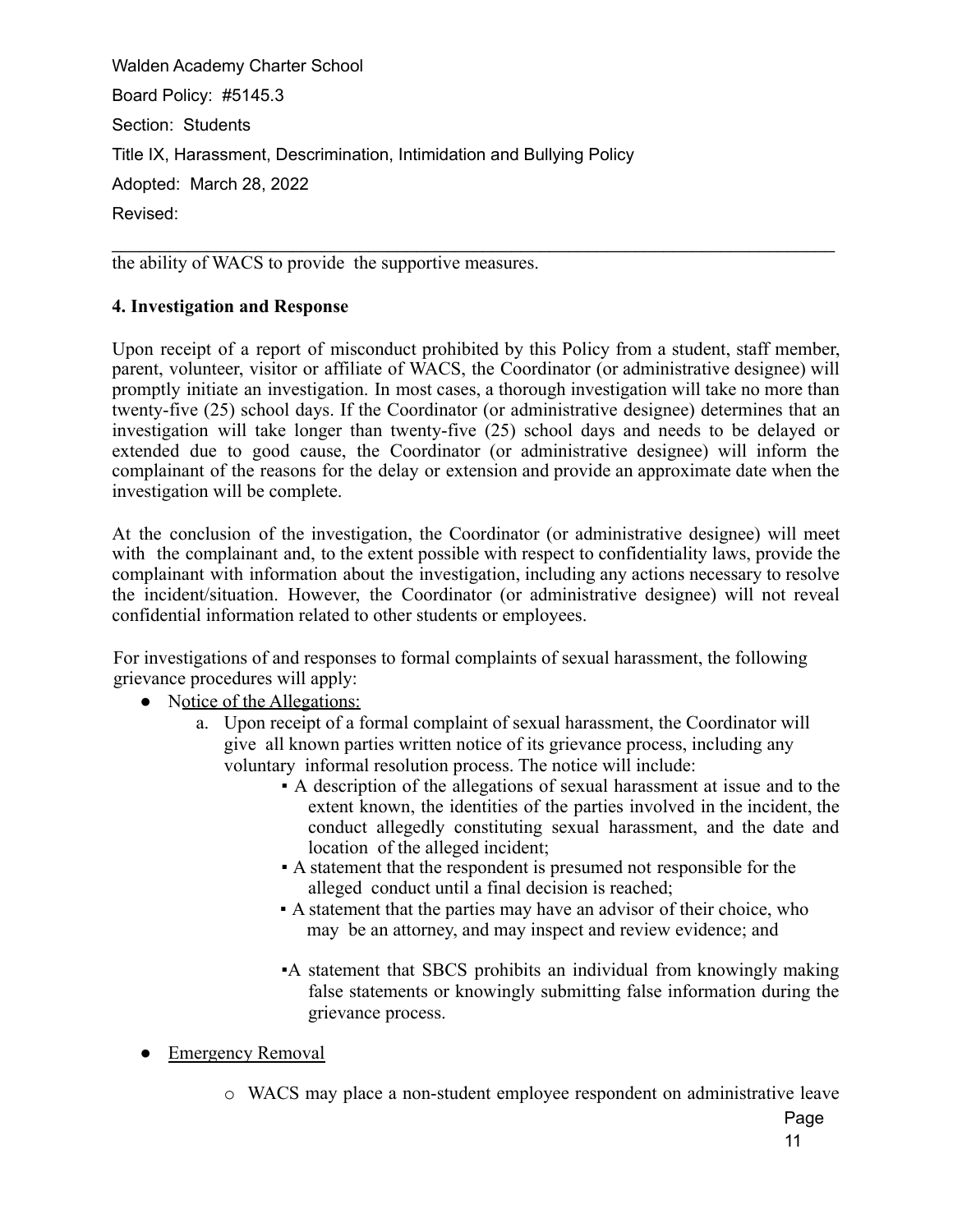the ability of WACS to provide the supportive measures.

**4. Investigation and Response**

Upon receipt of a report of misconduct prohibited by this Policy from a student, staff member, parent, volunteer, visitor or affiliate of WACS, the Coordinator (or administrative designee) will promptly initiate an investigation. In most cases, a thorough investigation will take no more than twenty-five (25) school days. If the Coordinator (or administrative designee) determines that an investigation will take longer than twenty-five (25) school days and needs to be delayed or extended due to good cause, the Coordinator (or administrative designee) will inform the complainant of the reasons for the delay or extension and provide an approximate date when the investigation will be complete.

At the conclusion of the investigation, the Coordinator (or administrative designee) will meet with the complainant and, to the extent possible with respect to confidentiality laws, provide the complainant with information about the investigation, including any actions necessary to resolve the incident/situation. However, the Coordinator (or administrative designee) will not reveal confidential information related to other students or employees.

For investigations of and responses to formal complaints of sexual harassment, the following grievance procedures will apply:

- Notice of the Allegations:
  a. Upon receipt of a formal complaint of sexual harassment, the Coordinator will give all known parties written notice of its grievance process, including any voluntary informal resolution process. The notice will include:
     - A description of the allegations of sexual harassment at issue and to the extent known, the identities of the parties involved in the incident, the conduct allegedly constituting sexual harassment, and the date and location of the alleged incident;
     - A statement that the respondent is presumed not responsible for the alleged conduct until a final decision is reached;
     - A statement that the parties may have an advisor of their choice, who may be an attorney, and may inspect and review evidence; and
     - A statement that SBCS prohibits an individual from knowingly making false statements or knowingly submitting false information during the grievance process.
- Emergency Removal
  - WACS may place a non-student employee respondent on administrative leave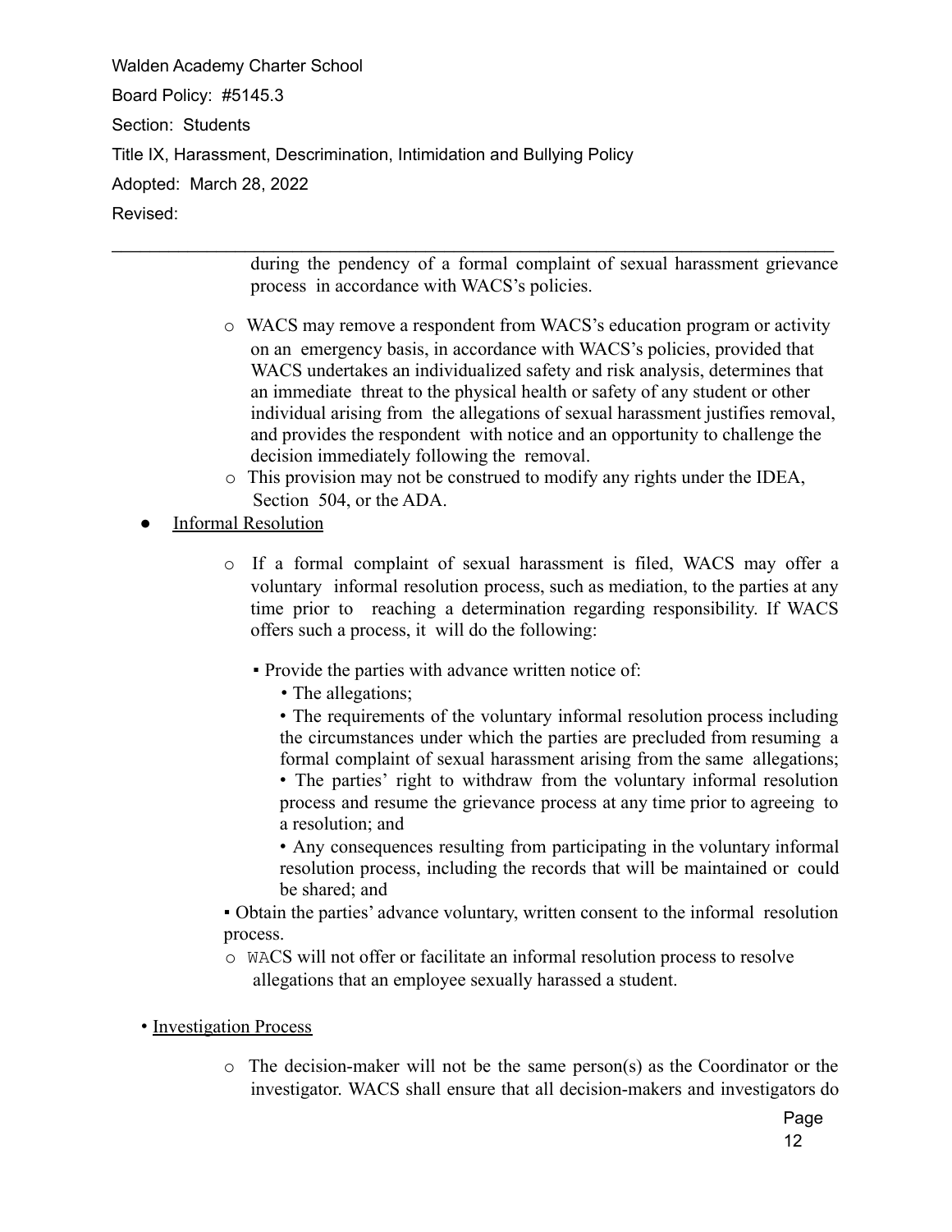during the pendency of a formal complaint of sexual harassment grievance process in accordance with WACS's policies.

- WACS may remove a respondent from WACS's education program or activity on an emergency basis, in accordance with WACS's policies, provided that WACS undertakes an individualized safety and risk analysis, determines that an immediate threat to the physical health or safety of any student or other individual arising from the allegations of sexual harassment justifies removal, and provides the respondent with notice and an opportunity to challenge the decision immediately following the removal.
- This provision may not be construed to modify any rights under the IDEA, Section 504, or the ADA.

- <u>Informal Resolution</u>
  - If a formal complaint of sexual harassment is filed, WACS may offer a voluntary informal resolution process, such as mediation, to the parties at any time prior to reaching a determination regarding responsibility. If WACS offers such a process, it will do the following:
    - Provide the parties with advance written notice of:
      - The allegations;
      - The requirements of the voluntary informal resolution process including the circumstances under which the parties are precluded from resuming a formal complaint of sexual harassment arising from the same allegations;
      - The parties' right to withdraw from the voluntary informal resolution process and resume the grievance process at any time prior to agreeing to a resolution; and
      - Any consequences resulting from participating in the voluntary informal resolution process, including the records that will be maintained or could be shared; and
    - Obtain the parties' advance voluntary, written consent to the informal resolution process.
  - WACS will not offer or facilitate an informal resolution process to resolve allegations that an employee sexually harassed a student.

- <u>Investigation Process</u>
  - The decision-maker will not be the same person(s) as the Coordinator or the investigator. WACS shall ensure that all decision-makers and investigators do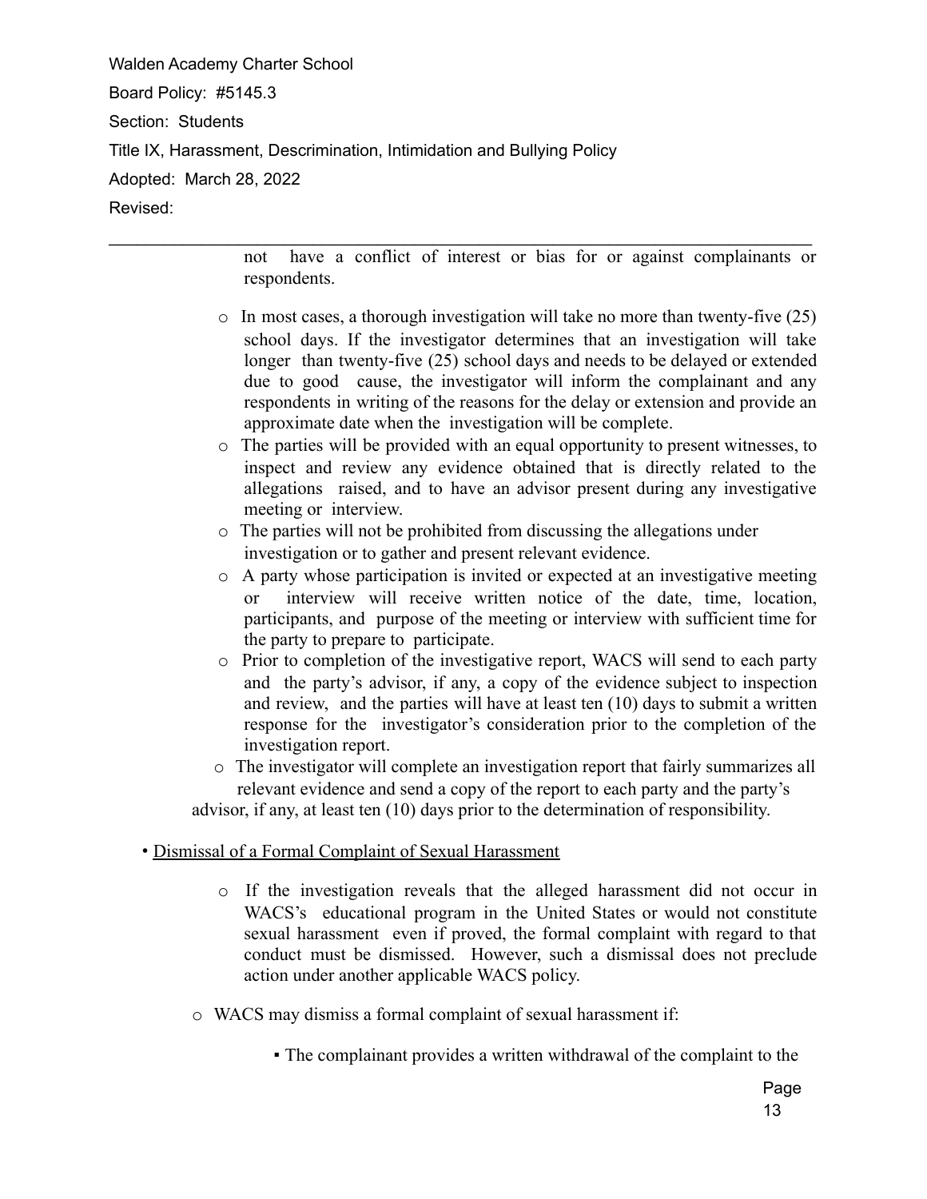not have a conflict of interest or bias for or against complainants or respondents.

- In most cases, a thorough investigation will take no more than twenty-five (25) school days. If the investigator determines that an investigation will take longer than twenty-five (25) school days and needs to be delayed or extended due to good cause, the investigator will inform the complainant and any respondents in writing of the reasons for the delay or extension and provide an approximate date when the investigation will be complete.
- The parties will be provided with an equal opportunity to present witnesses, to inspect and review any evidence obtained that is directly related to the allegations raised, and to have an advisor present during any investigative meeting or interview.
- The parties will not be prohibited from discussing the allegations under investigation or to gather and present relevant evidence.
- A party whose participation is invited or expected at an investigative meeting or interview will receive written notice of the date, time, location, participants, and purpose of the meeting or interview with sufficient time for the party to prepare to participate.
- Prior to completion of the investigative report, WACS will send to each party and the party's advisor, if any, a copy of the evidence subject to inspection and review, and the parties will have at least ten (10) days to submit a written response for the investigator's consideration prior to the completion of the investigation report.
- The investigator will complete an investigation report that fairly summarizes all relevant evidence and send a copy of the report to each party and the party's advisor, if any, at least ten (10) days prior to the determination of responsibility.

• Dismissal of a Formal Complaint of Sexual Harassment

- If the investigation reveals that the alleged harassment did not occur in WACS's educational program in the United States or would not constitute sexual harassment even if proved, the formal complaint with regard to that conduct must be dismissed. However, such a dismissal does not preclude action under another applicable WACS policy.

- WACS may dismiss a formal complaint of sexual harassment if:
  - The complainant provides a written withdrawal of the complaint to the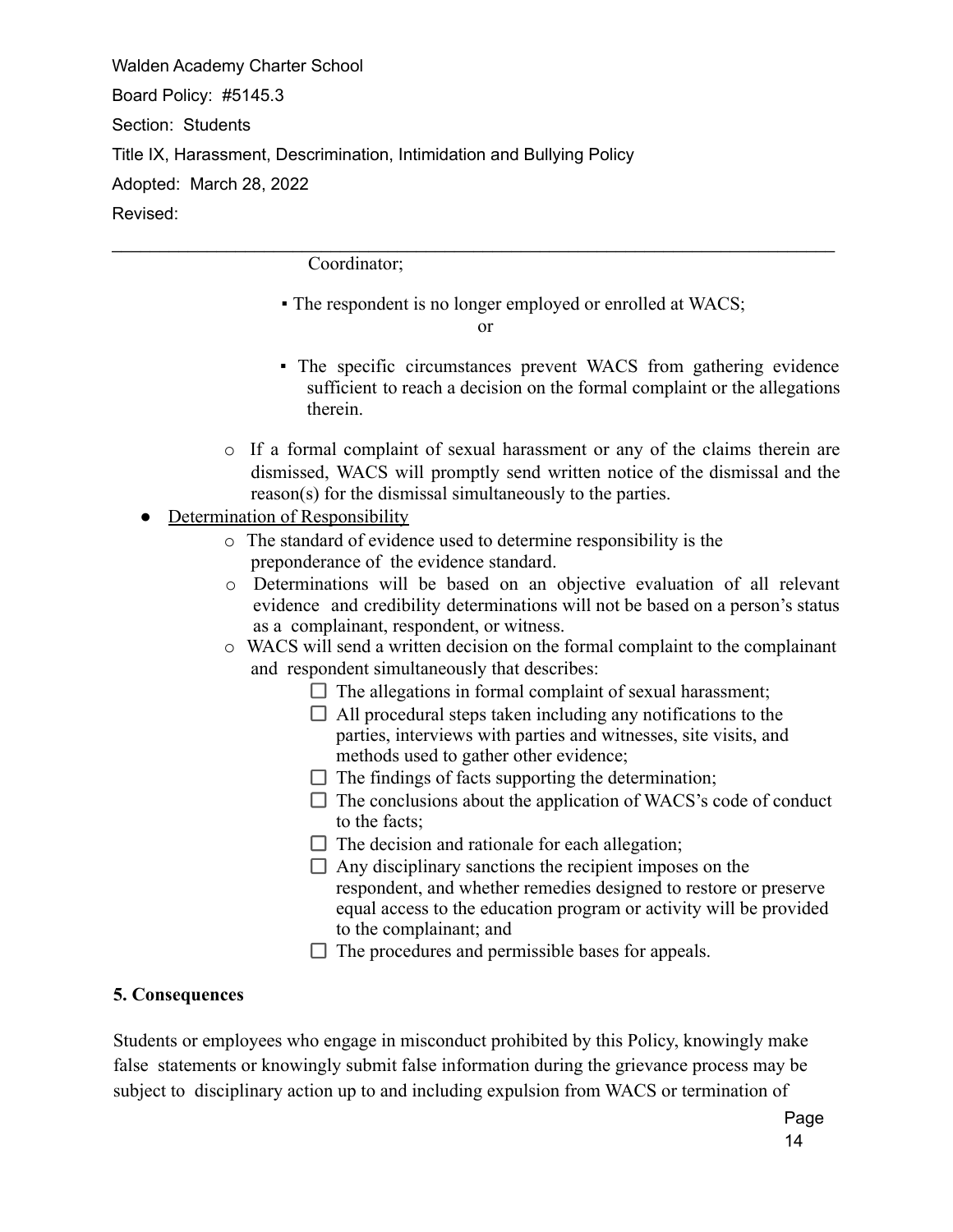Coordinator;

  - The respondent is no longer employed or enrolled at WACS;

    or

  - The specific circumstances prevent WACS from gathering evidence sufficient to reach a decision on the formal complaint or the allegations therein.

- If a formal complaint of sexual harassment or any of the claims therein are dismissed, WACS will promptly send written notice of the dismissal and the reason(s) for the dismissal simultaneously to the parties.

- <u>Determination of Responsibility</u>
  - The standard of evidence used to determine responsibility is the preponderance of the evidence standard.
  - Determinations will be based on an objective evaluation of all relevant evidence and credibility determinations will not be based on a person's status as a complainant, respondent, or witness.
  - WACS will send a written decision on the formal complaint to the complainant and respondent simultaneously that describes:
    - ☐ The allegations in formal complaint of sexual harassment;
    - ☐ All procedural steps taken including any notifications to the parties, interviews with parties and witnesses, site visits, and methods used to gather other evidence;
    - ☐ The findings of facts supporting the determination;
    - ☐ The conclusions about the application of WACS's code of conduct to the facts;
    - ☐ The decision and rationale for each allegation;
    - ☐ Any disciplinary sanctions the recipient imposes on the respondent, and whether remedies designed to restore or preserve equal access to the education program or activity will be provided to the complainant; and
    - ☐ The procedures and permissible bases for appeals.

**5. Consequences**

Students or employees who engage in misconduct prohibited by this Policy, knowingly make false statements or knowingly submit false information during the grievance process may be subject to disciplinary action up to and including expulsion from WACS or termination of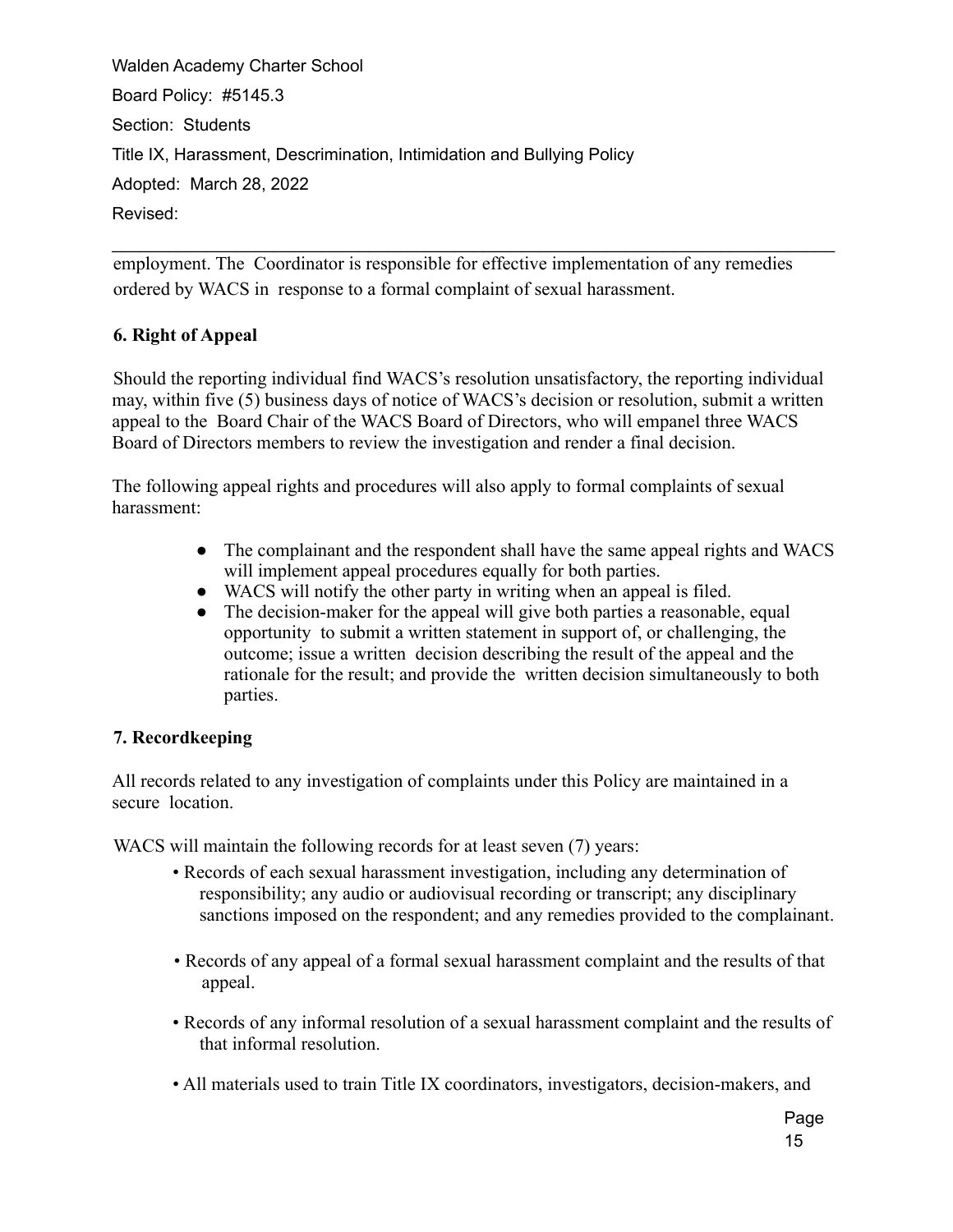employment. The Coordinator is responsible for effective implementation of any remedies ordered by WACS in response to a formal complaint of sexual harassment.

**6. Right of Appeal**

Should the reporting individual find WACS's resolution unsatisfactory, the reporting individual may, within five (5) business days of notice of WACS's decision or resolution, submit a written appeal to the Board Chair of the WACS Board of Directors, who will empanel three WACS Board of Directors members to review the investigation and render a final decision.

The following appeal rights and procedures will also apply to formal complaints of sexual harassment:

- The complainant and the respondent shall have the same appeal rights and WACS will implement appeal procedures equally for both parties.
- WACS will notify the other party in writing when an appeal is filed.
- The decision-maker for the appeal will give both parties a reasonable, equal opportunity to submit a written statement in support of, or challenging, the outcome; issue a written decision describing the result of the appeal and the rationale for the result; and provide the written decision simultaneously to both parties.

**7. Recordkeeping**

All records related to any investigation of complaints under this Policy are maintained in a secure location.

WACS will maintain the following records for at least seven (7) years:

- Records of each sexual harassment investigation, including any determination of responsibility; any audio or audiovisual recording or transcript; any disciplinary sanctions imposed on the respondent; and any remedies provided to the complainant.
- Records of any appeal of a formal sexual harassment complaint and the results of that appeal.
- Records of any informal resolution of a sexual harassment complaint and the results of that informal resolution.
- All materials used to train Title IX coordinators, investigators, decision-makers, and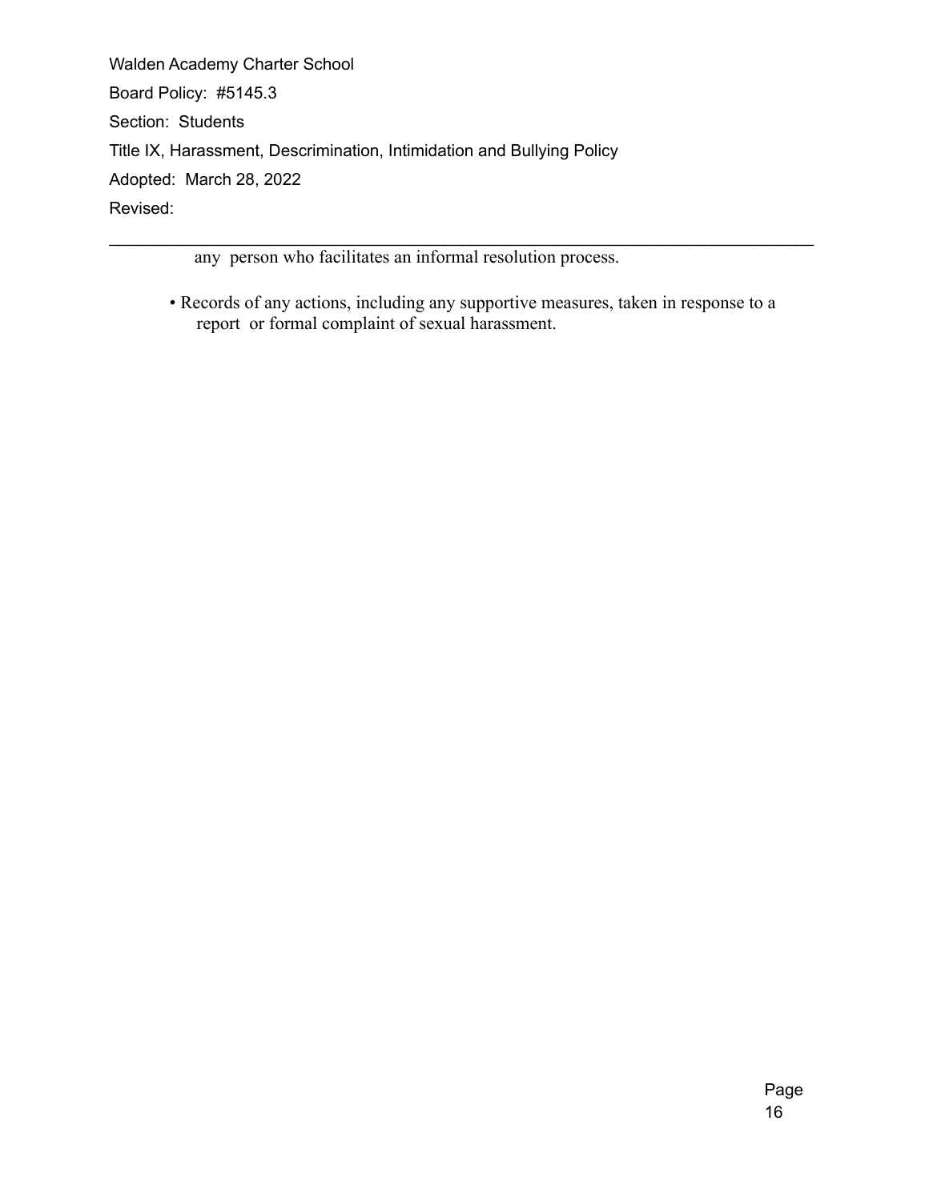any person who facilitates an informal resolution process.

- Records of any actions, including any supportive measures, taken in response to a report or formal complaint of sexual harassment.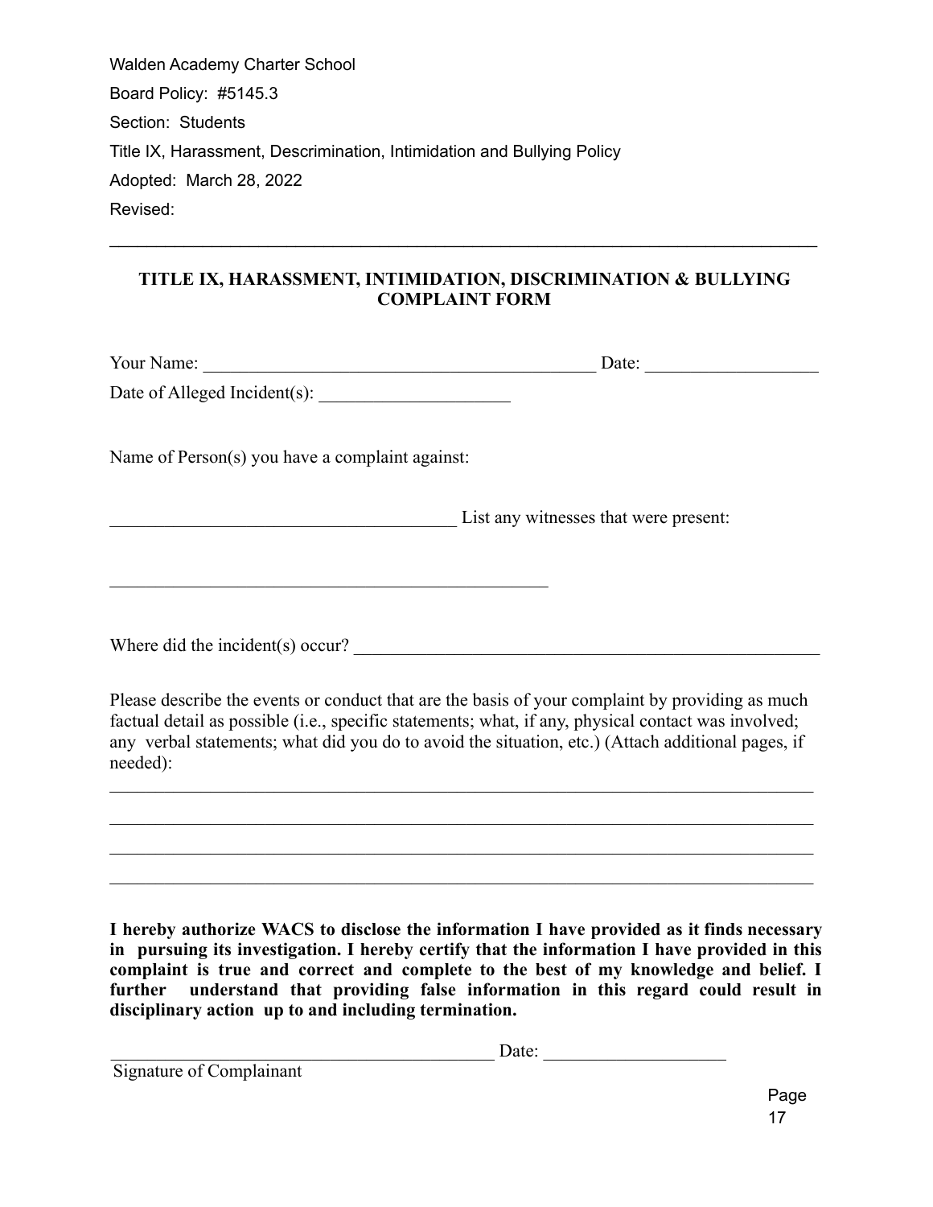Walden Academy Charter School

Board Policy: #5145.3

Section: Students

Title IX, Harassment, Descrimination, Intimidation and Bullying Policy

Adopted: March 28, 2022

Revised:

---

## TITLE IX, HARASSMENT, INTIMIDATION, DISCRIMINATION & BULLYING COMPLAINT FORM

Your Name: ____________________________________________ Date: ___________________

Date of Alleged Incident(s): _____________________

Name of Person(s) you have a complaint against:

______________________________________ List any witnesses that were present:

________________________________________________

Where did the incident(s) occur? ___________________________________________________

Please describe the events or conduct that are the basis of your complaint by providing as much factual detail as possible (i.e., specific statements; what, if any, physical contact was involved; any verbal statements; what did you do to avoid the situation, etc.) (Attach additional pages, if needed):

______________________________________________________________________________

______________________________________________________________________________

______________________________________________________________________________

______________________________________________________________________________

**I hereby authorize WACS to disclose the information I have provided as it finds necessary in pursuing its investigation. I hereby certify that the information I have provided in this complaint is true and correct and complete to the best of my knowledge and belief. I further understand that providing false information in this regard could result in disciplinary action up to and including termination.**

___________________________________________ Date: ____________________

Signature of Complainant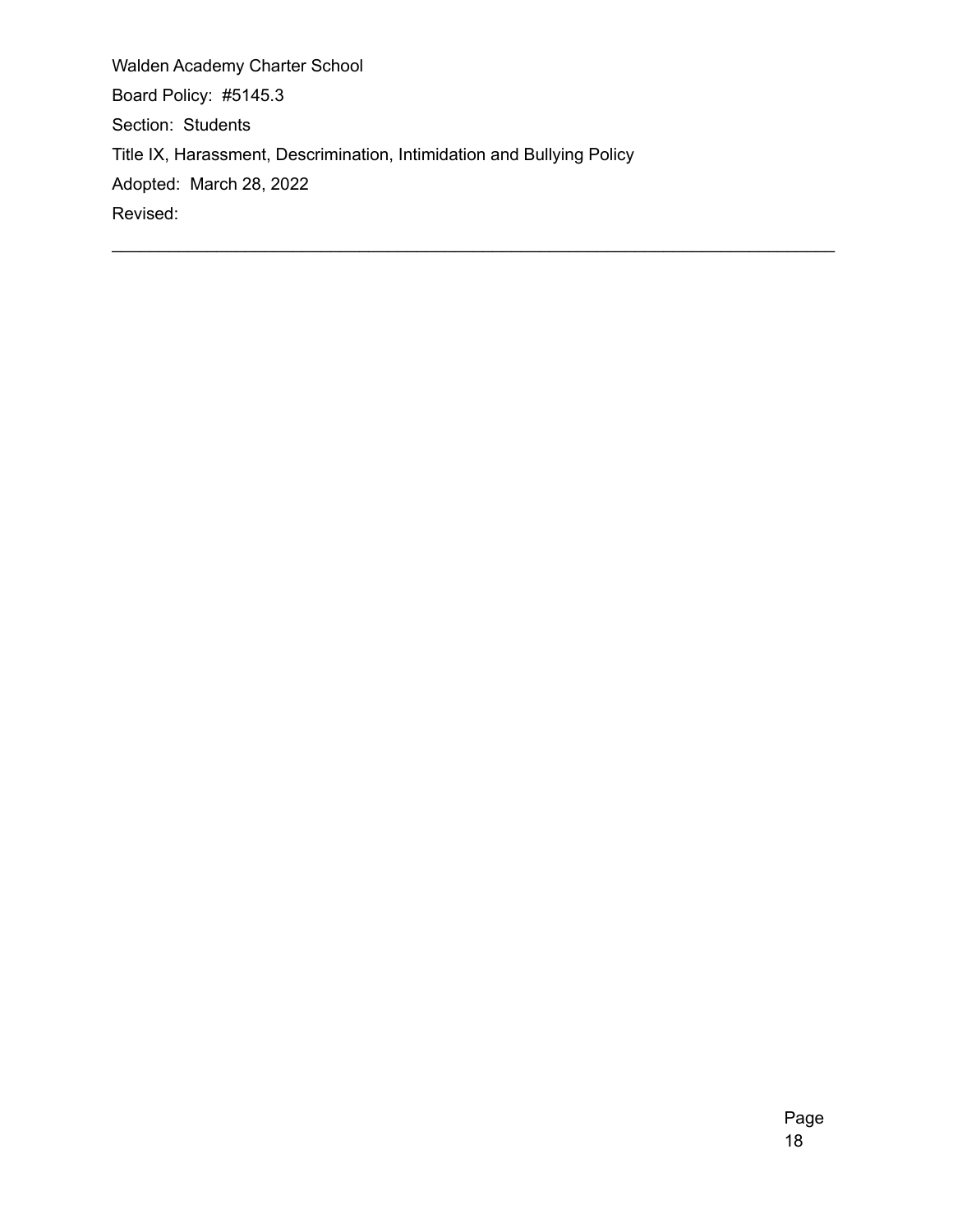Walden Academy Charter School

Board Policy: #5145.3

Section: Students

Title IX, Harassment, Descrimination, Intimidation and Bullying Policy

Adopted: March 28, 2022

Revised:

---